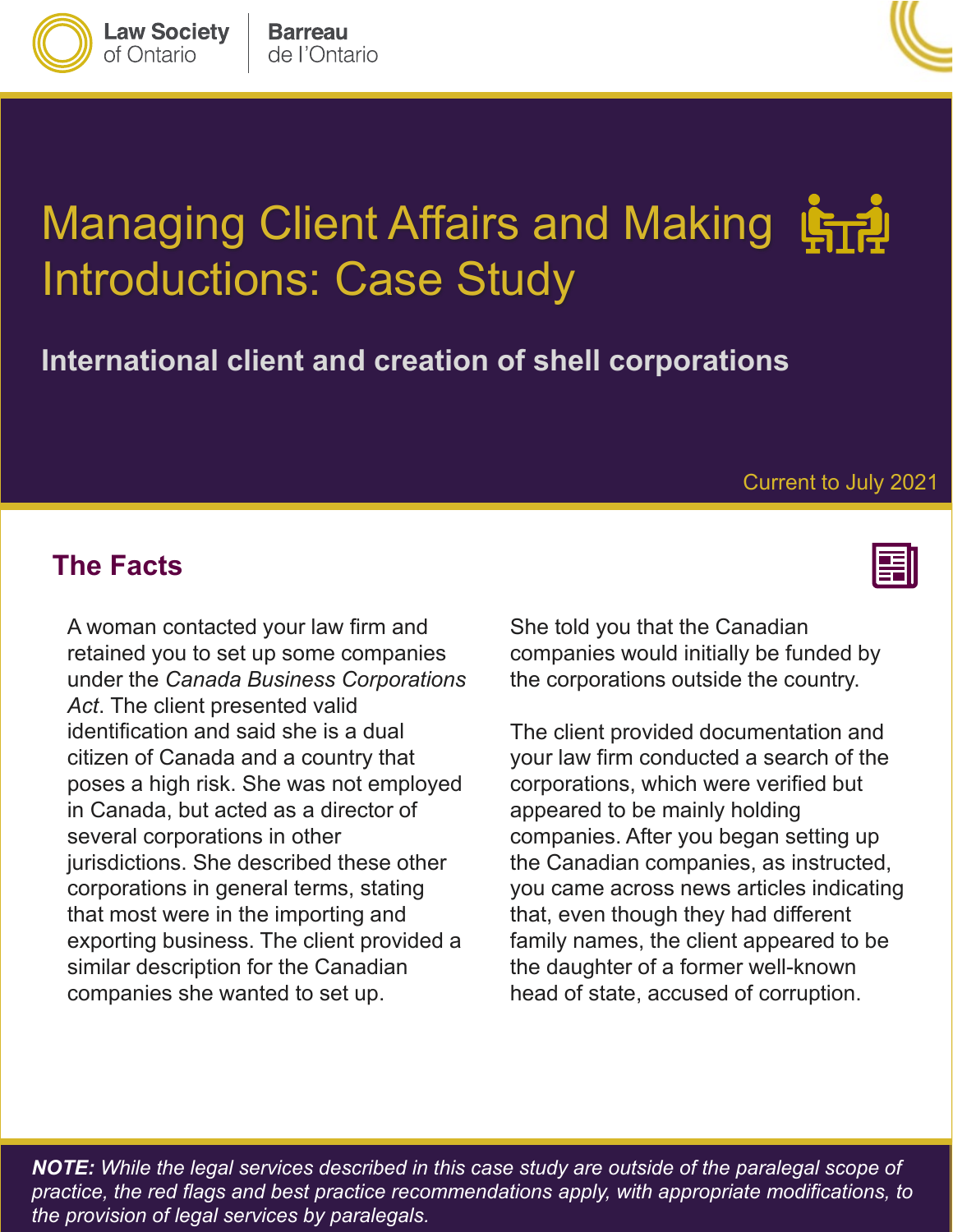Law Society of Ontario | Barreau de l'Ontario

# Managing Client Affairs and Making Introductions: Case Study

## International client and creation of shell corporations

Current to July 2021

## The Facts

A woman contacted your law firm and retained you to set up some companies under the *Canada Business Corporations Act*. The client presented valid identification and said she is a dual citizen of Canada and a country that poses a high risk. She was not employed in Canada, but acted as a director of several corporations in other jurisdictions. She described these other corporations in general terms, stating that most were in the importing and exporting business. The client provided a similar description for the Canadian companies she wanted to set up.

She told you that the Canadian companies would initially be funded by the corporations outside the country.

The client provided documentation and your law firm conducted a search of the corporations, which were verified but appeared to be mainly holding companies. After you began setting up the Canadian companies, as instructed, you came across news articles indicating that, even though they had different family names, the client appeared to be the daughter of a former well-known head of state, accused of corruption.

***NOTE:*** *While the legal services described in this case study are outside of the paralegal scope of practice, the red flags and best practice recommendations apply, with appropriate modifications, to the provision of legal services by paralegals.*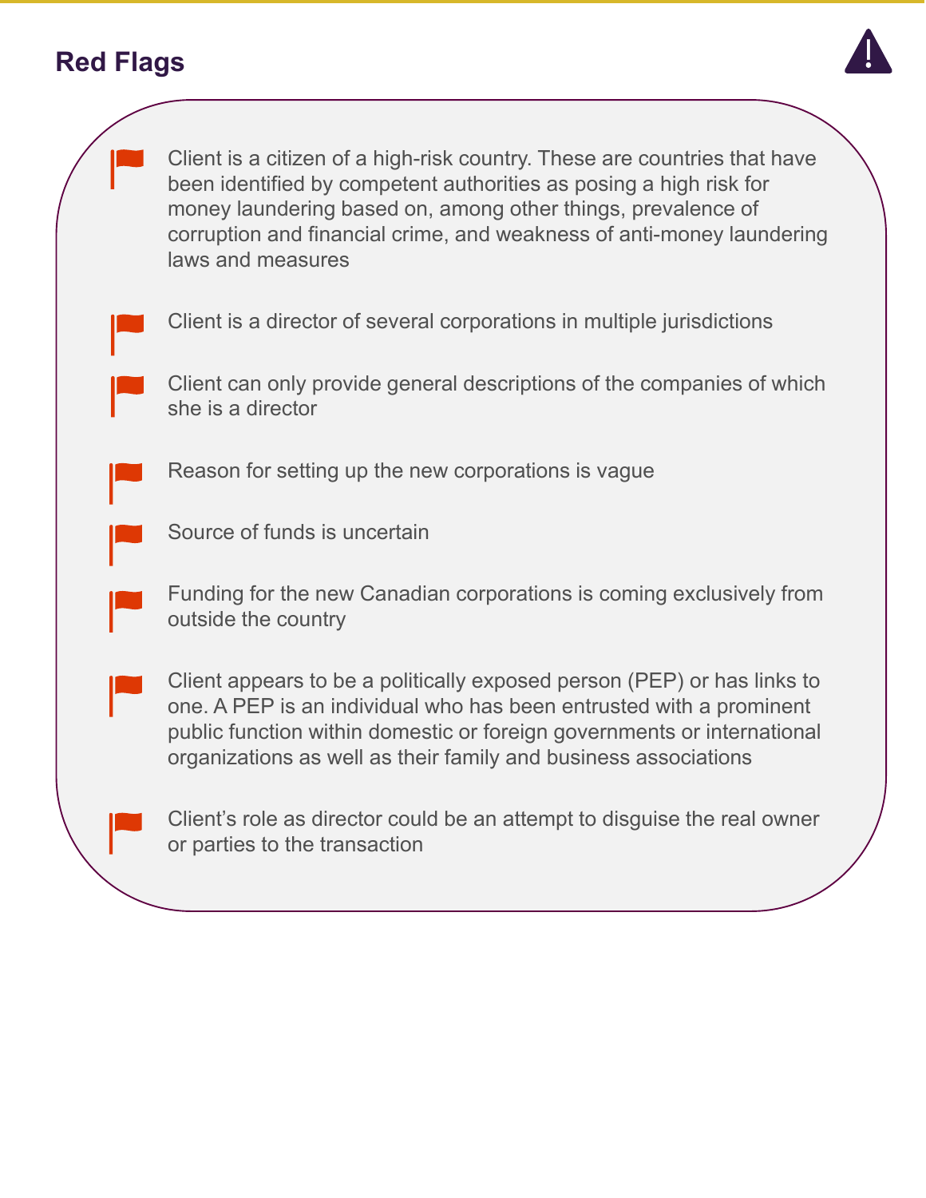## Red Flags

- Client is a citizen of a high-risk country. These are countries that have been identified by competent authorities as posing a high risk for money laundering based on, among other things, prevalence of corruption and financial crime, and weakness of anti-money laundering laws and measures
- Client is a director of several corporations in multiple jurisdictions
- Client can only provide general descriptions of the companies of which she is a director
- Reason for setting up the new corporations is vague
- Source of funds is uncertain
- Funding for the new Canadian corporations is coming exclusively from outside the country
- Client appears to be a politically exposed person (PEP) or has links to one. A PEP is an individual who has been entrusted with a prominent public function within domestic or foreign governments or international organizations as well as their family and business associations
- Client's role as director could be an attempt to disguise the real owner or parties to the transaction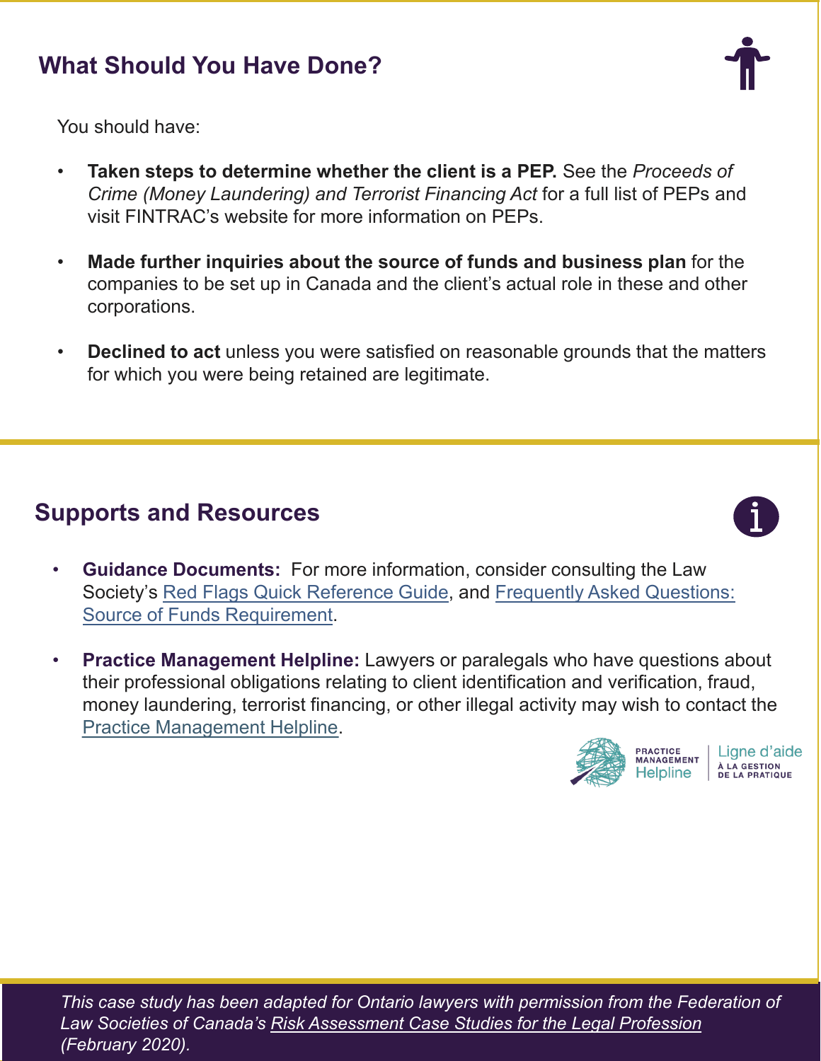## What Should You Have Done?

You should have:

- **Taken steps to determine whether the client is a PEP.** See the *Proceeds of Crime (Money Laundering) and Terrorist Financing Act* for a full list of PEPs and visit FINTRAC's website for more information on PEPs.
- **Made further inquiries about the source of funds and business plan** for the companies to be set up in Canada and the client's actual role in these and other corporations.
- **Declined to act** unless you were satisfied on reasonable grounds that the matters for which you were being retained are legitimate.

## Supports and Resources

- **Guidance Documents:** For more information, consider consulting the Law Society's Red Flags Quick Reference Guide, and Frequently Asked Questions: Source of Funds Requirement.
- **Practice Management Helpline:** Lawyers or paralegals who have questions about their professional obligations relating to client identification and verification, fraud, money laundering, terrorist financing, or other illegal activity may wish to contact the Practice Management Helpline.

PRACTICE MANAGEMENT Helpline | Ligne d'aide À LA GESTION DE LA PRATIQUE

*This case study has been adapted for Ontario lawyers with permission from the Federation of Law Societies of Canada's Risk Assessment Case Studies for the Legal Profession (February 2020).*